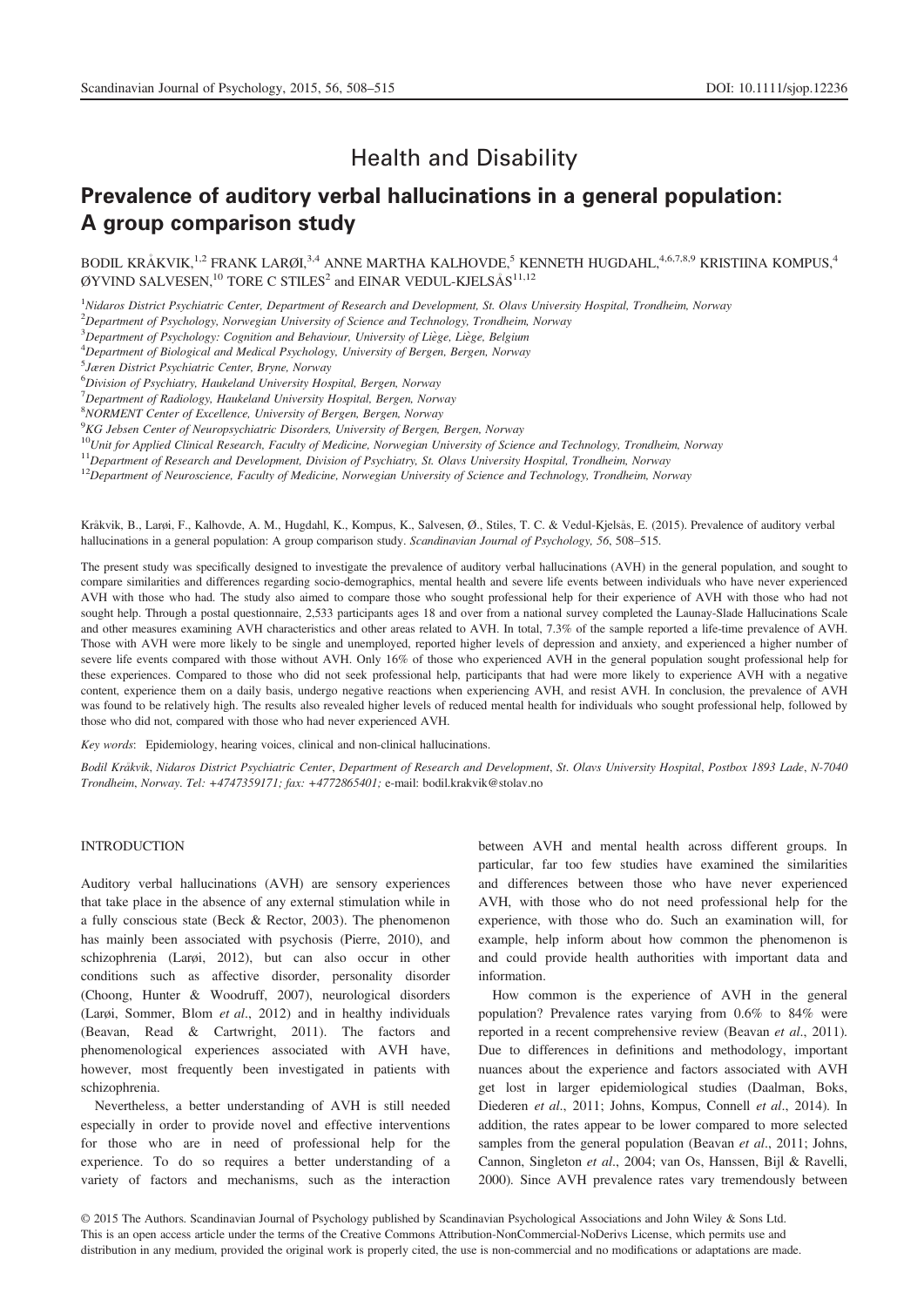Health and Disability

# Prevalence of auditory verbal hallucinations in a general population: A group comparison study

BODIL KRÅKVIK,[1,2] FRANK LARØI,[3,4] ANNE MARTHA KALHOVDE,[5] KENNETH HUGDAHL,[4,6,7,8,9] KRISTIINA KOMPUS,[4] ØYVIND SALVESEN,[10] TORE C STILES[2] and EINAR VEDUL-KJELSÅS[11,12]

[1]Nidaros District Psychiatric Center, Department of Research and Development, St. Olavs University Hospital, Trondheim, Norway
[2]Department of Psychology, Norwegian University of Science and Technology, Trondheim, Norway
[3]Department of Psychology: Cognition and Behaviour, University of Liège, Liège, Belgium
[4]Department of Biological and Medical Psychology, University of Bergen, Bergen, Norway
[5]Jæren District Psychiatric Center, Bryne, Norway
[6]Division of Psychiatry, Haukeland University Hospital, Bergen, Norway
[7]Department of Radiology, Haukeland University Hospital, Bergen, Norway
[8]NORMENT Center of Excellence, University of Bergen, Bergen, Norway
[9]KG Jebsen Center of Neuropsychiatric Disorders, University of Bergen, Bergen, Norway
[10]Unit for Applied Clinical Research, Faculty of Medicine, Norwegian University of Science and Technology, Trondheim, Norway
[11]Department of Research and Development, Division of Psychiatry, St. Olavs University Hospital, Trondheim, Norway
[12]Department of Neuroscience, Faculty of Medicine, Norwegian University of Science and Technology, Trondheim, Norway

Kråkvik, B., Larøi, F., Kalhovde, A. M., Hugdahl, K., Kompus, K., Salvesen, Ø., Stiles, T. C. & Vedul-Kjelsås, E. (2015). Prevalence of auditory verbal hallucinations in a general population: A group comparison study. *Scandinavian Journal of Psychology, 56*, 508–515.

The present study was specifically designed to investigate the prevalence of auditory verbal hallucinations (AVH) in the general population, and sought to compare similarities and differences regarding socio-demographics, mental health and severe life events between individuals who have never experienced AVH with those who had. The study also aimed to compare those who sought professional help for their experience of AVH with those who had not sought help. Through a postal questionnaire, 2,533 participants ages 18 and over from a national survey completed the Launay-Slade Hallucinations Scale and other measures examining AVH characteristics and other areas related to AVH. In total, 7.3% of the sample reported a life-time prevalence of AVH. Those with AVH were more likely to be single and unemployed, reported higher levels of depression and anxiety, and experienced a higher number of severe life events compared with those without AVH. Only 16% of those who experienced AVH in the general population sought professional help for these experiences. Compared to those who did not seek professional help, participants that had were more likely to experience AVH with a negative content, experience them on a daily basis, undergo negative reactions when experiencing AVH, and resist AVH. In conclusion, the prevalence of AVH was found to be relatively high. The results also revealed higher levels of reduced mental health for individuals who sought professional help, followed by those who did not, compared with those who had never experienced AVH.

*Key words*: Epidemiology, hearing voices, clinical and non-clinical hallucinations.

*Bodil Kråkvik, Nidaros District Psychiatric Center, Department of Research and Development, St. Olavs University Hospital, Postbox 1893 Lade, N-7040 Trondheim, Norway. Tel: +4747359171; fax: +4772865401;* e-mail: bodil.krakvik@stolav.no

## INTRODUCTION

Auditory verbal hallucinations (AVH) are sensory experiences that take place in the absence of any external stimulation while in a fully conscious state (Beck & Rector, 2003). The phenomenon has mainly been associated with psychosis (Pierre, 2010), and schizophrenia (Larøi, 2012), but can also occur in other conditions such as affective disorder, personality disorder (Choong, Hunter & Woodruff, 2007), neurological disorders (Larøi, Sommer, Blom *et al*., 2012) and in healthy individuals (Beavan, Read & Cartwright, 2011). The factors and phenomenological experiences associated with AVH have, however, most frequently been investigated in patients with schizophrenia.

Nevertheless, a better understanding of AVH is still needed especially in order to provide novel and effective interventions for those who are in need of professional help for the experience. To do so requires a better understanding of a variety of factors and mechanisms, such as the interaction between AVH and mental health across different groups. In particular, far too few studies have examined the similarities and differences between those who have never experienced AVH, with those who do not need professional help for the experience, with those who do. Such an examination will, for example, help inform about how common the phenomenon is and could provide health authorities with important data and information.

How common is the experience of AVH in the general population? Prevalence rates varying from 0.6% to 84% were reported in a recent comprehensive review (Beavan *et al*., 2011). Due to differences in definitions and methodology, important nuances about the experience and factors associated with AVH get lost in larger epidemiological studies (Daalman, Boks, Diederen *et al*., 2011; Johns, Kompus, Connell *et al*., 2014). In addition, the rates appear to be lower compared to more selected samples from the general population (Beavan *et al*., 2011; Johns, Cannon, Singleton *et al*., 2004; van Os, Hanssen, Bijl & Ravelli, 2000). Since AVH prevalence rates vary tremendously between

© 2015 The Authors. Scandinavian Journal of Psychology published by Scandinavian Psychological Associations and John Wiley & Sons Ltd.
This is an open access article under the terms of the Creative Commons Attribution-NonCommercial-NoDerivs License, which permits use and distribution in any medium, provided the original work is properly cited, the use is non-commercial and no modifications or adaptations are made.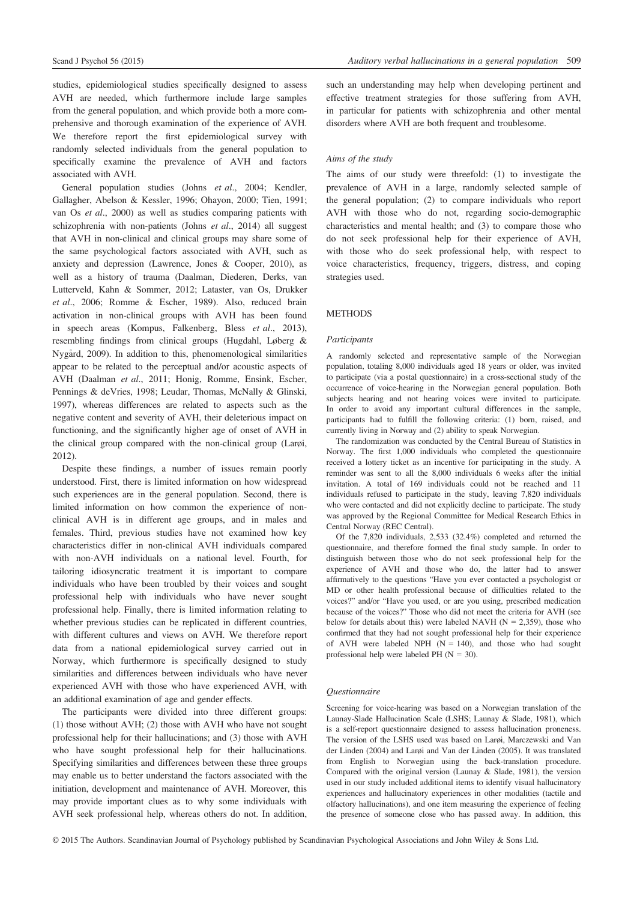studies, epidemiological studies specifically designed to assess AVH are needed, which furthermore include large samples from the general population, and which provide both a more comprehensive and thorough examination of the experience of AVH. We therefore report the first epidemiological survey with randomly selected individuals from the general population to specifically examine the prevalence of AVH and factors associated with AVH.

General population studies (Johns *et al*., 2004; Kendler, Gallagher, Abelson & Kessler, 1996; Ohayon, 2000; Tien, 1991; van Os *et al*., 2000) as well as studies comparing patients with schizophrenia with non-patients (Johns *et al*., 2014) all suggest that AVH in non-clinical and clinical groups may share some of the same psychological factors associated with AVH, such as anxiety and depression (Lawrence, Jones & Cooper, 2010), as well as a history of trauma (Daalman, Diederen, Derks, van Lutterveld, Kahn & Sommer, 2012; Lataster, van Os, Drukker *et al*., 2006; Romme & Escher, 1989). Also, reduced brain activation in non-clinical groups with AVH has been found in speech areas (Kompus, Falkenberg, Bless *et al*., 2013), resembling findings from clinical groups (Hugdahl, Løberg & Nygård, 2009). In addition to this, phenomenological similarities appear to be related to the perceptual and/or acoustic aspects of AVH (Daalman *et al*., 2011; Honig, Romme, Ensink, Escher, Pennings & deVries, 1998; Leudar, Thomas, McNally & Glinski, 1997), whereas differences are related to aspects such as the negative content and severity of AVH, their deleterious impact on functioning, and the significantly higher age of onset of AVH in the clinical group compared with the non-clinical group (Larøi, 2012).

Despite these findings, a number of issues remain poorly understood. First, there is limited information on how widespread such experiences are in the general population. Second, there is limited information on how common the experience of non-clinical AVH is in different age groups, and in males and females. Third, previous studies have not examined how key characteristics differ in non-clinical AVH individuals compared with non-AVH individuals on a national level. Fourth, for tailoring idiosyncratic treatment it is important to compare individuals who have been troubled by their voices and sought professional help with individuals who have never sought professional help. Finally, there is limited information relating to whether previous studies can be replicated in different countries, with different cultures and views on AVH. We therefore report data from a national epidemiological survey carried out in Norway, which furthermore is specifically designed to study similarities and differences between individuals who have never experienced AVH with those who have experienced AVH, with an additional examination of age and gender effects.

The participants were divided into three different groups: (1) those without AVH; (2) those with AVH who have not sought professional help for their hallucinations; and (3) those with AVH who have sought professional help for their hallucinations. Specifying similarities and differences between these three groups may enable us to better understand the factors associated with the initiation, development and maintenance of AVH. Moreover, this may provide important clues as to why some individuals with AVH seek professional help, whereas others do not. In addition, such an understanding may help when developing pertinent and effective treatment strategies for those suffering from AVH, in particular for patients with schizophrenia and other mental disorders where AVH are both frequent and troublesome.

### *Aims of the study*

The aims of our study were threefold: (1) to investigate the prevalence of AVH in a large, randomly selected sample of the general population; (2) to compare individuals who report AVH with those who do not, regarding socio-demographic characteristics and mental health; and (3) to compare those who do not seek professional help for their experience of AVH, with those who do seek professional help, with respect to voice characteristics, frequency, triggers, distress, and coping strategies used.

## METHODS

### *Participants*

A randomly selected and representative sample of the Norwegian population, totaling 8,000 individuals aged 18 years or older, was invited to participate (via a postal questionnaire) in a cross-sectional study of the occurrence of voice-hearing in the Norwegian general population. Both subjects hearing and not hearing voices were invited to participate. In order to avoid any important cultural differences in the sample, participants had to fulfill the following criteria: (1) born, raised, and currently living in Norway and (2) ability to speak Norwegian.

The randomization was conducted by the Central Bureau of Statistics in Norway. The first 1,000 individuals who completed the questionnaire received a lottery ticket as an incentive for participating in the study. A reminder was sent to all the 8,000 individuals 6 weeks after the initial invitation. A total of 169 individuals could not be reached and 11 individuals refused to participate in the study, leaving 7,820 individuals who were contacted and did not explicitly decline to participate. The study was approved by the Regional Committee for Medical Research Ethics in Central Norway (REC Central).

Of the 7,820 individuals, 2,533 (32.4%) completed and returned the questionnaire, and therefore formed the final study sample. In order to distinguish between those who do not seek professional help for the experience of AVH and those who do, the latter had to answer affirmatively to the questions "Have you ever contacted a psychologist or MD or other health professional because of difficulties related to the voices?" and/or "Have you used, or are you using, prescribed medication because of the voices?" Those who did not meet the criteria for AVH (see below for details about this) were labeled NAVH (N = 2,359), those who confirmed that they had not sought professional help for their experience of AVH were labeled NPH (N = 140), and those who had sought professional help were labeled PH (N = 30).

### *Questionnaire*

Screening for voice-hearing was based on a Norwegian translation of the Launay-Slade Hallucination Scale (LSHS; Launay & Slade, 1981), which is a self-report questionnaire designed to assess hallucination proneness. The version of the LSHS used was based on Larøi, Marczewski and Van der Linden (2004) and Larøi and Van der Linden (2005). It was translated from English to Norwegian using the back-translation procedure. Compared with the original version (Launay & Slade, 1981), the version used in our study included additional items to identify visual hallucinatory experiences and hallucinatory experiences in other modalities (tactile and olfactory hallucinations), and one item measuring the experience of feeling the presence of someone close who has passed away. In addition, this

© 2015 The Authors. Scandinavian Journal of Psychology published by Scandinavian Psychological Associations and John Wiley & Sons Ltd.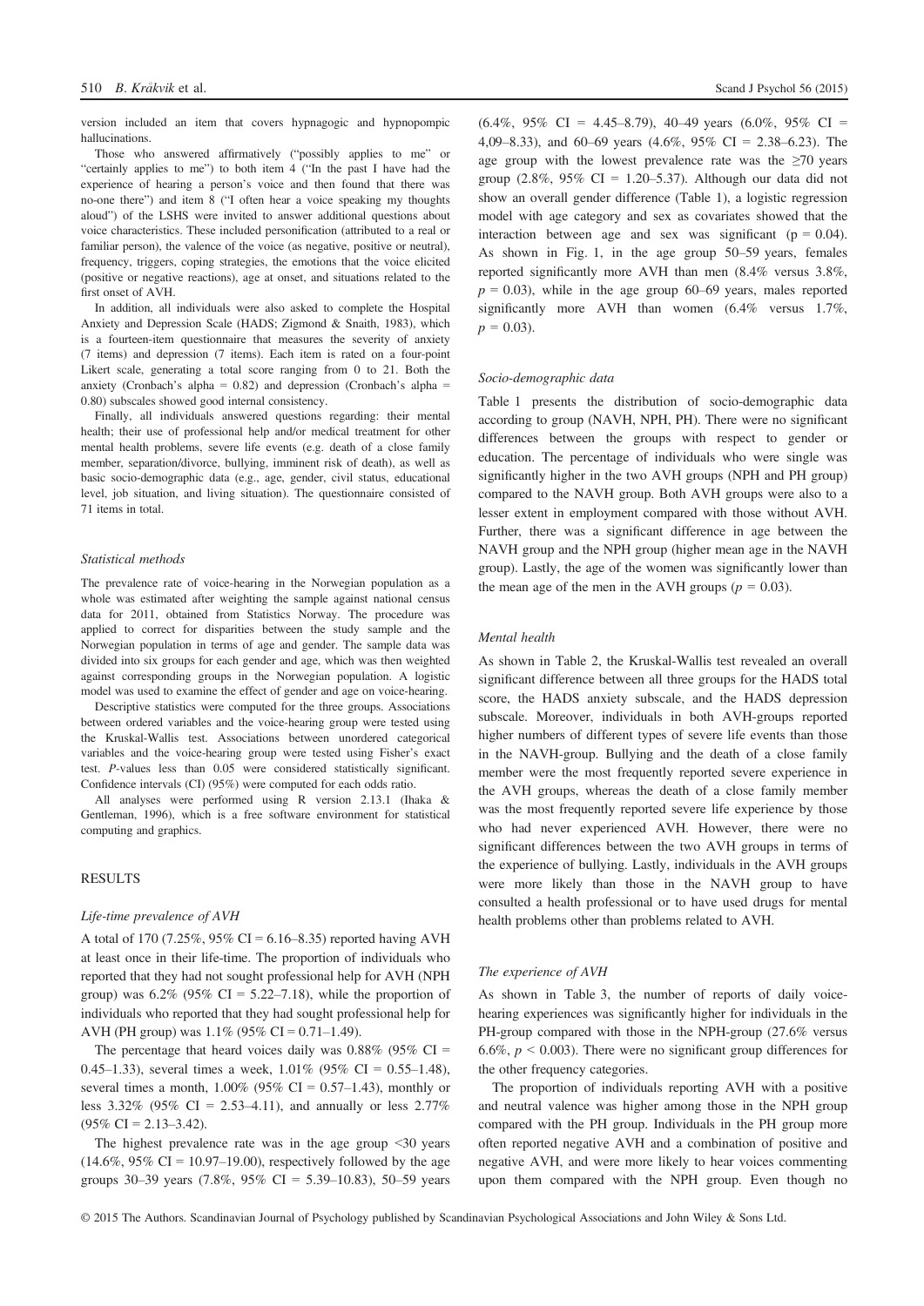version included an item that covers hypnagogic and hypnopompic hallucinations.

Those who answered affirmatively ("possibly applies to me" or "certainly applies to me") to both item 4 ("In the past I have had the experience of hearing a person's voice and then found that there was no-one there") and item 8 ("I often hear a voice speaking my thoughts aloud") of the LSHS were invited to answer additional questions about voice characteristics. These included personification (attributed to a real or familiar person), the valence of the voice (as negative, positive or neutral), frequency, triggers, coping strategies, the emotions that the voice elicited (positive or negative reactions), age at onset, and situations related to the first onset of AVH.

In addition, all individuals were also asked to complete the Hospital Anxiety and Depression Scale (HADS; Zigmond & Snaith, 1983), which is a fourteen-item questionnaire that measures the severity of anxiety (7 items) and depression (7 items). Each item is rated on a four-point Likert scale, generating a total score ranging from 0 to 21. Both the anxiety (Cronbach's alpha = 0.82) and depression (Cronbach's alpha = 0.80) subscales showed good internal consistency.

Finally, all individuals answered questions regarding: their mental health; their use of professional help and/or medical treatment for other mental health problems, severe life events (e.g. death of a close family member, separation/divorce, bullying, imminent risk of death), as well as basic socio-demographic data (e.g., age, gender, civil status, educational level, job situation, and living situation). The questionnaire consisted of 71 items in total.

### Statistical methods

The prevalence rate of voice-hearing in the Norwegian population as a whole was estimated after weighting the sample against national census data for 2011, obtained from Statistics Norway. The procedure was applied to correct for disparities between the study sample and the Norwegian population in terms of age and gender. The sample data was divided into six groups for each gender and age, which was then weighted against corresponding groups in the Norwegian population. A logistic model was used to examine the effect of gender and age on voice-hearing.

Descriptive statistics were computed for the three groups. Associations between ordered variables and the voice-hearing group were tested using the Kruskal-Wallis test. Associations between unordered categorical variables and the voice-hearing group were tested using Fisher's exact test. *P*-values less than 0.05 were considered statistically significant. Confidence intervals (CI) (95%) were computed for each odds ratio.

All analyses were performed using R version 2.13.1 (Ihaka & Gentleman, 1996), which is a free software environment for statistical computing and graphics.

## RESULTS

### Life-time prevalence of AVH

A total of 170 (7.25%, 95% CI = 6.16–8.35) reported having AVH at least once in their life-time. The proportion of individuals who reported that they had not sought professional help for AVH (NPH group) was 6.2% (95% CI = 5.22–7.18), while the proportion of individuals who reported that they had sought professional help for AVH (PH group) was 1.1% (95% CI = 0.71–1.49).

The percentage that heard voices daily was 0.88% (95% CI = 0.45–1.33), several times a week, 1.01% (95% CI = 0.55–1.48), several times a month, 1.00% (95% CI = 0.57–1.43), monthly or less 3.32% (95% CI = 2.53–4.11), and annually or less 2.77% (95% CI = 2.13–3.42).

The highest prevalence rate was in the age group <30 years (14.6%, 95% CI = 10.97–19.00), respectively followed by the age groups 30–39 years (7.8%, 95% CI = 5.39–10.83), 50–59 years (6.4%, 95% CI = 4.45–8.79), 40–49 years (6.0%, 95% CI = 4,09–8.33), and 60–69 years (4.6%, 95% CI = 2.38–6.23). The age group with the lowest prevalence rate was the ≥70 years group (2.8%, 95% CI = 1.20–5.37). Although our data did not show an overall gender difference (Table 1), a logistic regression model with age category and sex as covariates showed that the interaction between age and sex was significant ($p = 0.04$). As shown in Fig. 1, in the age group 50–59 years, females reported significantly more AVH than men (8.4% versus 3.8%, $p = 0.03$), while in the age group 60–69 years, males reported significantly more AVH than women (6.4% versus 1.7%, $p = 0.03$).

### Socio-demographic data

Table 1 presents the distribution of socio-demographic data according to group (NAVH, NPH, PH). There were no significant differences between the groups with respect to gender or education. The percentage of individuals who were single was significantly higher in the two AVH groups (NPH and PH group) compared to the NAVH group. Both AVH groups were also to a lesser extent in employment compared with those without AVH. Further, there was a significant difference in age between the NAVH group and the NPH group (higher mean age in the NAVH group). Lastly, the age of the women was significantly lower than the mean age of the men in the AVH groups ($p = 0.03$).

### Mental health

As shown in Table 2, the Kruskal-Wallis test revealed an overall significant difference between all three groups for the HADS total score, the HADS anxiety subscale, and the HADS depression subscale. Moreover, individuals in both AVH-groups reported higher numbers of different types of severe life events than those in the NAVH-group. Bullying and the death of a close family member were the most frequently reported severe experience in the AVH groups, whereas the death of a close family member was the most frequently reported severe life experience by those who had never experienced AVH. However, there were no significant differences between the two AVH groups in terms of the experience of bullying. Lastly, individuals in the AVH groups were more likely than those in the NAVH group to have consulted a health professional or to have used drugs for mental health problems other than problems related to AVH.

### The experience of AVH

As shown in Table 3, the number of reports of daily voice-hearing experiences was significantly higher for individuals in the PH-group compared with those in the NPH-group (27.6% versus 6.6%, $p < 0.003$). There were no significant group differences for the other frequency categories.

The proportion of individuals reporting AVH with a positive and neutral valence was higher among those in the NPH group compared with the PH group. Individuals in the PH group more often reported negative AVH and a combination of positive and negative AVH, and were more likely to hear voices commenting upon them compared with the NPH group. Even though no

© 2015 The Authors. Scandinavian Journal of Psychology published by Scandinavian Psychological Associations and John Wiley & Sons Ltd.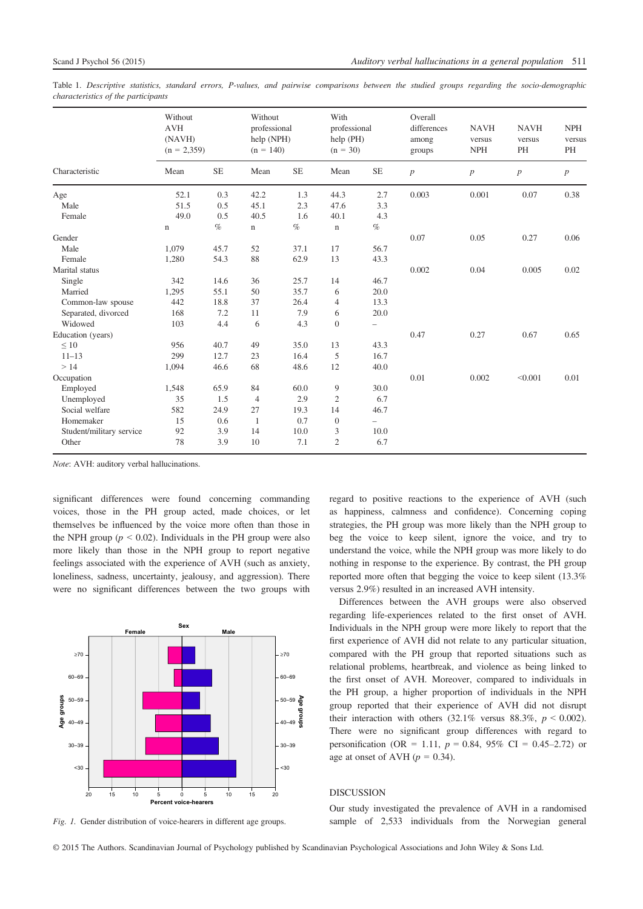Table 1. *Descriptive statistics, standard errors, P-values, and pairwise comparisons between the studied groups regarding the socio-demographic characteristics of the participants*

| Characteristic | Without AVH (NAVH) (n = 2,359) | | Without professional help (NPH) (n = 140) | | With professional help (PH) (n = 30) | | Overall differences among groups | NAVH versus NPH | NAVH versus PH | NPH versus PH |
|---|---|---|---|---|---|---|---|---|---|---|
| | Mean | SE | Mean | SE | Mean | SE | *p* | *p* | *p* | *p* |
| Age | 52.1 | 0.3 | 42.2 | 1.3 | 44.3 | 2.7 | 0.003 | 0.001 | 0.07 | 0.38 |
| Male | 51.5 | 0.5 | 45.1 | 2.3 | 47.6 | 3.3 | | | | |
| Female | 49.0 | 0.5 | 40.5 | 1.6 | 40.1 | 4.3 | | | | |
| | n | % | n | % | n | % | | | | |
| Gender | | | | | | | 0.07 | 0.05 | 0.27 | 0.06 |
| Male | 1,079 | 45.7 | 52 | 37.1 | 17 | 56.7 | | | | |
| Female | 1,280 | 54.3 | 88 | 62.9 | 13 | 43.3 | | | | |
| Marital status | | | | | | | 0.002 | 0.04 | 0.005 | 0.02 |
| Single | 342 | 14.6 | 36 | 25.7 | 14 | 46.7 | | | | |
| Married | 1,295 | 55.1 | 50 | 35.7 | 6 | 20.0 | | | | |
| Common-law spouse | 442 | 18.8 | 37 | 26.4 | 4 | 13.3 | | | | |
| Separated, divorced | 168 | 7.2 | 11 | 7.9 | 6 | 20.0 | | | | |
| Widowed | 103 | 4.4 | 6 | 4.3 | 0 | – | | | | |
| Education (years) | | | | | | | 0.47 | 0.27 | 0.67 | 0.65 |
| ≤ 10 | 956 | 40.7 | 49 | 35.0 | 13 | 43.3 | | | | |
| 11–13 | 299 | 12.7 | 23 | 16.4 | 5 | 16.7 | | | | |
| > 14 | 1,094 | 46.6 | 68 | 48.6 | 12 | 40.0 | | | | |
| Occupation | | | | | | | 0.01 | 0.002 | <0.001 | 0.01 |
| Employed | 1,548 | 65.9 | 84 | 60.0 | 9 | 30.0 | | | | |
| Unemployed | 35 | 1.5 | 4 | 2.9 | 2 | 6.7 | | | | |
| Social welfare | 582 | 24.9 | 27 | 19.3 | 14 | 46.7 | | | | |
| Homemaker | 15 | 0.6 | 1 | 0.7 | 0 | – | | | | |
| Student/military service | 92 | 3.9 | 14 | 10.0 | 3 | 10.0 | | | | |
| Other | 78 | 3.9 | 10 | 7.1 | 2 | 6.7 | | | | |

*Note*: AVH: auditory verbal hallucinations.

significant differences were found concerning commanding voices, those in the PH group acted, made choices, or let themselves be influenced by the voice more often than those in the NPH group ($p < 0.02$). Individuals in the PH group were also more likely than those in the NPH group to report negative feelings associated with the experience of AVH (such as anxiety, loneliness, sadness, uncertainty, jealousy, and aggression). There were no significant differences between the two groups with regard to positive reactions to the experience of AVH (such as happiness, calmness and confidence). Concerning coping strategies, the PH group was more likely than the NPH group to beg the voice to keep silent, ignore the voice, and try to understand the voice, while the NPH group was more likely to do nothing in response to the experience. By contrast, the PH group reported more often that begging the voice to keep silent (13.3% versus 2.9%) resulted in an increased AVH intensity.

Differences between the AVH groups were also observed regarding life-experiences related to the first onset of AVH. Individuals in the NPH group were more likely to report that the first experience of AVH did not relate to any particular situation, compared with the PH group that reported situations such as relational problems, heartbreak, and violence as being linked to the first onset of AVH. Moreover, compared to individuals in the PH group, a higher proportion of individuals in the NPH group reported that their experience of AVH did not disrupt their interaction with others (32.1% versus 88.3%, $p < 0.002$). There were no significant group differences with regard to personification (OR = 1.11, $p = 0.84$, 95% CI = 0.45–2.72) or age at onset of AVH ($p = 0.34$).

Fig. 1. Gender distribution of voice-hearers in different age groups.

## DISCUSSION

Our study investigated the prevalence of AVH in a randomised sample of 2,533 individuals from the Norwegian general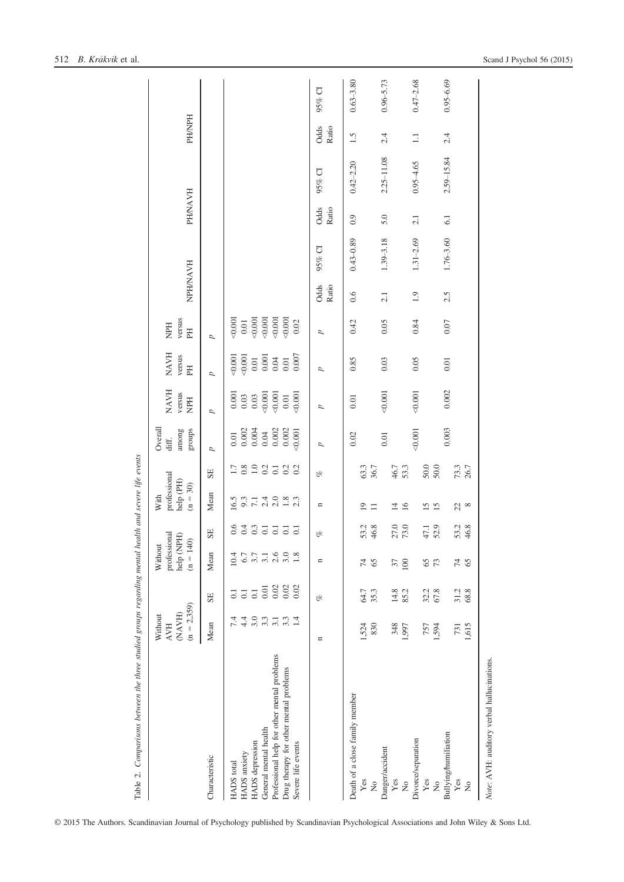Table 2. *Comparisons between the three studied groups regarding mental health and severe life events*

| Characteristic | Without AVH (NAVH) (n = 2,359) | | Without professional help (NPH) (n = 140) | | With professional help (PH) (n = 30) | | Overall diff. among groups | NAVH versus NPH | NAVH versus PH | NPH versus PH | NPH/NAVH | | PH/NAVH | | PH/NPH | |
|---|---|---|---|---|---|---|---|---|---|---|---|---|---|---|---|---|
| | Mean | SE | Mean | SE | Mean | SE | p | p | p | p | | | | | | |
| HADS total | 7.4 | 0.1 | 10.4 | 0.6 | 16.5 | 1.7 | 0.01 | 0.001 | <0.001 | <0.001 | | | | | | |
| HADS anxiety | 4.4 | 0.1 | 6.7 | 0.4 | 9.3 | 0.8 | 0.002 | 0.03 | <0.001 | 0.01 | | | | | | |
| HADS depression | 3.0 | 0.1 | 3.7 | 0.3 | 7.1 | 1.0 | 0.004 | 0.03 | 0.01 | <0.001 | | | | | | |
| General mental health | 3.3 | 0.01 | 3.1 | 0.1 | 2.4 | 0.2 | 0.04 | <0.001 | 0.001 | <0.001 | | | | | | |
| Professional help for other mental problems | 3.1 | 0.02 | 2.6 | 0.1 | 2.0 | 0.1 | 0.002 | <0.001 | 0.04 | <0.001 | | | | | | |
| Drug therapy for other mental problems | 3.3 | 0.02 | 3.0 | 0.1 | 1.8 | 0.2 | 0.002 | 0.01 | 0.01 | <0.001 | | | | | | |
| Severe life events | 1.4 | 0.02 | 1.8 | 0.1 | 2.3 | 0.2 | <0.001 | <0.001 | 0.007 | 0.02 | | | | | | |
| | n | % | n | % | n | % | p | p | p | p | Odds Ratio | 95% CI | Odds Ratio | 95% CI | Odds Ratio | 95% CI |
| Death of a close family member | | | | | | | 0.02 | 0.01 | 0.85 | 0.42 | 0.6 | 0.43–0.89 | 0.9 | 0.42–2.20 | 1.5 | 0.63–3.80 |
| Yes | 1,524 | 64.7 | 74 | 53.2 | 19 | 63.3 | | | | | | | | | | |
| No | 830 | 35.3 | 65 | 46.8 | 11 | 36.7 | | | | | | | | | | |
| Danger/accident | | | | | | | 0.01 | <0.001 | 0.03 | 0.05 | 2.1 | 1.39–3.18 | 5.0 | 2.25–11.08 | 2.4 | 0.96–5.73 |
| Yes | 348 | 14.8 | 37 | 27.0 | 14 | 46.7 | | | | | | | | | | |
| No | 1,997 | 85.2 | 100 | 73.0 | 16 | 53.3 | | | | | | | | | | |
| Divorce/separation | | | | | | | <0.001 | <0.001 | 0.05 | 0.84 | 1.9 | 1.31–2.69 | 2.1 | 0.95–4.65 | 1.1 | 0.47–2.68 |
| Yes | 757 | 32.2 | 65 | 47.1 | 15 | 50.0 | | | | | | | | | | |
| No | 1,594 | 67.8 | 73 | 52.9 | 15 | 50.0 | | | | | | | | | | |
| Bullying/humiliation | | | | | | | 0.003 | 0.002 | 0.01 | 0.07 | 2.5 | 1.76–3.60 | 6.1 | 2.59–15.84 | 2.4 | 0.95–6.69 |
| Yes | 731 | 31.2 | 74 | 53.2 | 22 | 73.3 | | | | | | | | | | |
| No | 1,615 | 68.8 | 65 | 46.8 | 8 | 26.7 | | | | | | | | | | |

*Note*: AVH: auditory verbal hallucinations.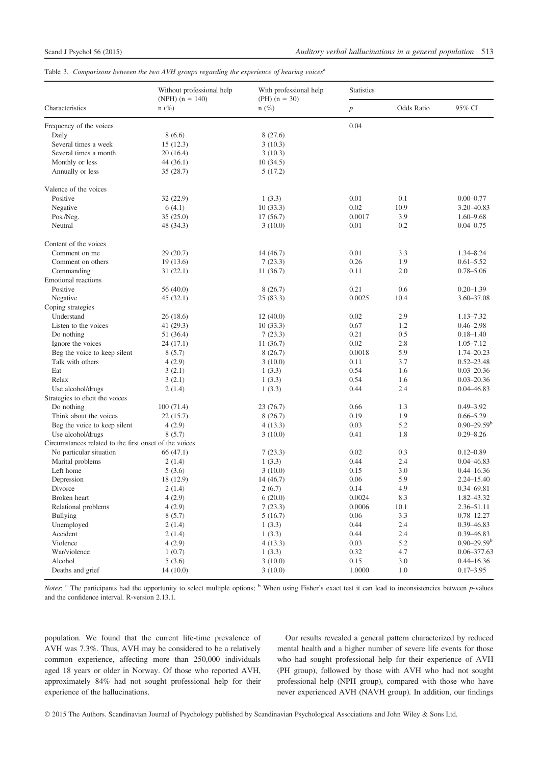Table 3. *Comparisons between the two AVH groups regarding the experience of hearing voices*[a]

| Characteristics | Without professional help (NPH) (n = 140) n (%) | With professional help (PH) (n = 30) n (%) | Statistics | | |
|---|---|---|---|---|---|
| | | | *p* | Odds Ratio | 95% CI |
| Frequency of the voices | | | 0.04 | | |
| Daily | 8 (6.6) | 8 (27.6) | | | |
| Several times a week | 15 (12.3) | 3 (10.3) | | | |
| Several times a month | 20 (16.4) | 3 (10.3) | | | |
| Monthly or less | 44 (36.1) | 10 (34.5) | | | |
| Annually or less | 35 (28.7) | 5 (17.2) | | | |
| Valence of the voices | | | | | |
| Positive | 32 (22.9) | 1 (3.3) | 0.01 | 0.1 | 0.00–0.77 |
| Negative | 6 (4.1) | 10 (33.3) | 0.02 | 10.9 | 3.20–40.83 |
| Pos./Neg. | 35 (25.0) | 17 (56.7) | 0.0017 | 3.9 | 1.60–9.68 |
| Neutral | 48 (34.3) | 3 (10.0) | 0.01 | 0.2 | 0.04–0.75 |
| Content of the voices | | | | | |
| Comment on me | 29 (20.7) | 14 (46.7) | 0.01 | 3.3 | 1.34–8.24 |
| Comment on others | 19 (13.6) | 7 (23.3) | 0.26 | 1.9 | 0.61–5.52 |
| Commanding | 31 (22.1) | 11 (36.7) | 0.11 | 2.0 | 0.78–5.06 |
| Emotional reactions | | | | | |
| Positive | 56 (40.0) | 8 (26.7) | 0.21 | 0.6 | 0.20–1.39 |
| Negative | 45 (32.1) | 25 (83.3) | 0.0025 | 10.4 | 3.60–37.08 |
| Coping strategies | | | | | |
| Understand | 26 (18.6) | 12 (40.0) | 0.02 | 2.9 | 1.13–7.32 |
| Listen to the voices | 41 (29.3) | 10 (33.3) | 0.67 | 1.2 | 0.46–2.98 |
| Do nothing | 51 (36.4) | 7 (23.3) | 0.21 | 0.5 | 0.18–1.40 |
| Ignore the voices | 24 (17.1) | 11 (36.7) | 0.02 | 2.8 | 1.05–7.12 |
| Beg the voice to keep silent | 8 (5.7) | 8 (26.7) | 0.0018 | 5.9 | 1.74–20.23 |
| Talk with others | 4 (2.9) | 3 (10.0) | 0.11 | 3.7 | 0.52–23.48 |
| Eat | 3 (2.1) | 1 (3.3) | 0.54 | 1.6 | 0.03–20.36 |
| Relax | 3 (2.1) | 1 (3.3) | 0.54 | 1.6 | 0.03–20.36 |
| Use alcohol/drugs | 2 (1.4) | 1 (3.3) | 0.44 | 2.4 | 0.04–46.83 |
| Strategies to elicit the voices | | | | | |
| Do nothing | 100 (71.4) | 23 (76.7) | 0.66 | 1.3 | 0.49–3.92 |
| Think about the voices | 22 (15.7) | 8 (26.7) | 0.19 | 1.9 | 0.66–5.29 |
| Beg the voice to keep silent | 4 (2.9) | 4 (13.3) | 0.03 | 5.2 | 0.90–29.59[b] |
| Use alcohol/drugs | 8 (5.7) | 3 (10.0) | 0.41 | 1.8 | 0.29–8.26 |
| Circumstances related to the first onset of the voices | | | | | |
| No particular situation | 66 (47.1) | 7 (23.3) | 0.02 | 0.3 | 0.12–0.89 |
| Marital problems | 2 (1.4) | 1 (3.3) | 0.44 | 2.4 | 0.04–46.83 |
| Left home | 5 (3.6) | 3 (10.0) | 0.15 | 3.0 | 0.44–16.36 |
| Depression | 18 (12.9) | 14 (46.7) | 0.06 | 5.9 | 2.24–15.40 |
| Divorce | 2 (1.4) | 2 (6.7) | 0.14 | 4.9 | 0.34–69.81 |
| Broken heart | 4 (2.9) | 6 (20.0) | 0.0024 | 8.3 | 1.82–43.32 |
| Relational problems | 4 (2.9) | 7 (23.3) | 0.0006 | 10.1 | 2.36–51.11 |
| Bullying | 8 (5.7) | 5 (16.7) | 0.06 | 3.3 | 0.78–12.27 |
| Unemployed | 2 (1.4) | 1 (3.3) | 0.44 | 2.4 | 0.39–46.83 |
| Accident | 2 (1.4) | 1 (3.3) | 0.44 | 2.4 | 0.39–46.83 |
| Violence | 4 (2.9) | 4 (13.3) | 0.03 | 5.2 | 0.90–29.59[b] |
| War/violence | 1 (0.7) | 1 (3.3) | 0.32 | 4.7 | 0.06–377.63 |
| Alcohol | 5 (3.6) | 3 (10.0) | 0.15 | 3.0 | 0.44–16.36 |
| Deaths and grief | 14 (10.0) | 3 (10.0) | 1.0000 | 1.0 | 0.17–3.95 |

*Notes*: [a] The participants had the opportunity to select multiple options; [b] When using Fisher's exact test it can lead to inconsistencies between *p*-values and the confidence interval. R-version 2.13.1.

population. We found that the current life-time prevalence of AVH was 7.3%. Thus, AVH may be considered to be a relatively common experience, affecting more than 250,000 individuals aged 18 years or older in Norway. Of those who reported AVH, approximately 84% had not sought professional help for their experience of the hallucinations.

Our results revealed a general pattern characterized by reduced mental health and a higher number of severe life events for those who had sought professional help for their experience of AVH (PH group), followed by those with AVH who had not sought professional help (NPH group), compared with those who have never experienced AVH (NAVH group). In addition, our findings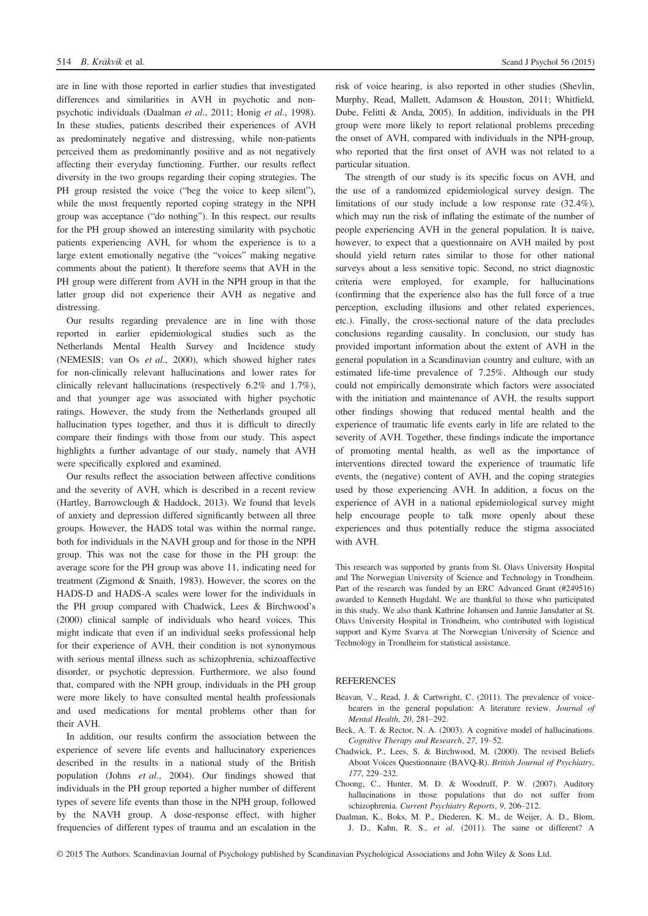are in line with those reported in earlier studies that investigated differences and similarities in AVH in psychotic and non-psychotic individuals (Daalman *et al*., 2011; Honig *et al*., 1998). In these studies, patients described their experiences of AVH as predominately negative and distressing, while non-patients perceived them as predominantly positive and as not negatively affecting their everyday functioning. Further, our results reflect diversity in the two groups regarding their coping strategies. The PH group resisted the voice ("beg the voice to keep silent"), while the most frequently reported coping strategy in the NPH group was acceptance ("do nothing"). In this respect, our results for the PH group showed an interesting similarity with psychotic patients experiencing AVH, for whom the experience is to a large extent emotionally negative (the "voices" making negative comments about the patient). It therefore seems that AVH in the PH group were different from AVH in the NPH group in that the latter group did not experience their AVH as negative and distressing.

Our results regarding prevalence are in line with those reported in earlier epidemiological studies such as the Netherlands Mental Health Survey and Incidence study (NEMESIS; van Os *et al*., 2000), which showed higher rates for non-clinically relevant hallucinations and lower rates for clinically relevant hallucinations (respectively 6.2% and 1.7%), and that younger age was associated with higher psychotic ratings. However, the study from the Netherlands grouped all hallucination types together, and thus it is difficult to directly compare their findings with those from our study. This aspect highlights a further advantage of our study, namely that AVH were specifically explored and examined.

Our results reflect the association between affective conditions and the severity of AVH, which is described in a recent review (Hartley, Barrowclough & Haddock, 2013). We found that levels of anxiety and depression differed significantly between all three groups. However, the HADS total was within the normal range, both for individuals in the NAVH group and for those in the NPH group. This was not the case for those in the PH group: the average score for the PH group was above 11, indicating need for treatment (Zigmond & Snaith, 1983). However, the scores on the HADS-D and HADS-A scales were lower for the individuals in the PH group compared with Chadwick, Lees & Birchwood's (2000) clinical sample of individuals who heard voices. This might indicate that even if an individual seeks professional help for their experience of AVH, their condition is not synonymous with serious mental illness such as schizophrenia, schizoaffective disorder, or psychotic depression. Furthermore, we also found that, compared with the NPH group, individuals in the PH group were more likely to have consulted mental health professionals and used medications for mental problems other than for their AVH.

In addition, our results confirm the association between the experience of severe life events and hallucinatory experiences described in the results in a national study of the British population (Johns *et al*., 2004). Our findings showed that individuals in the PH group reported a higher number of different types of severe life events than those in the NPH group, followed by the NAVH group. A dose-response effect, with higher frequencies of different types of trauma and an escalation in the risk of voice hearing, is also reported in other studies (Shevlin, Murphy, Read, Mallett, Adamson & Houston, 2011; Whitfield, Dube, Felitti & Anda, 2005). In addition, individuals in the PH group were more likely to report relational problems preceding the onset of AVH, compared with individuals in the NPH-group, who reported that the first onset of AVH was not related to a particular situation.

The strength of our study is its specific focus on AVH, and the use of a randomized epidemiological survey design. The limitations of our study include a low response rate (32.4%), which may run the risk of inflating the estimate of the number of people experiencing AVH in the general population. It is naive, however, to expect that a questionnaire on AVH mailed by post should yield return rates similar to those for other national surveys about a less sensitive topic. Second, no strict diagnostic criteria were employed, for example, for hallucinations (confirming that the experience also has the full force of a true perception, excluding illusions and other related experiences, etc.). Finally, the cross-sectional nature of the data precludes conclusions regarding causality. In conclusion, our study has provided important information about the extent of AVH in the general population in a Scandinavian country and culture, with an estimated life-time prevalence of 7.25%. Although our study could not empirically demonstrate which factors were associated with the initiation and maintenance of AVH, the results support other findings showing that reduced mental health and the experience of traumatic life events early in life are related to the severity of AVH. Together, these findings indicate the importance of promoting mental health, as well as the importance of interventions directed toward the experience of traumatic life events, the (negative) content of AVH, and the coping strategies used by those experiencing AVH. In addition, a focus on the experience of AVH in a national epidemiological survey might help encourage people to talk more openly about these experiences and thus potentially reduce the stigma associated with AVH.

This research was supported by grants from St. Olavs University Hospital and The Norwegian University of Science and Technology in Trondheim. Part of the research was funded by an ERC Advanced Grant (#249516) awarded to Kenneth Hugdahl. We are thankful to those who participated in this study. We also thank Kathrine Johansen and Jannie Jansdatter at St. Olavs University Hospital in Trondheim, who contributed with logistical support and Kyrre Svarva at The Norwegian University of Science and Technology in Trondheim for statistical assistance.

## REFERENCES

Beavan, V., Read, J. & Cartwright, C. (2011). The prevalence of voice-hearers in the general population: A literature review. *Journal of Mental Health*, *20*, 281–292.

Beck, A. T. & Rector, N. A. (2003). A cognitive model of hallucinations. *Cognitive Therapy and Research*, *27*, 19–52.

Chadwick, P., Lees, S. & Birchwood, M. (2000). The revised Beliefs About Voices Questionnaire (BAVQ-R). *British Journal of Psychiatry*, *177*, 229–232.

Choong, C., Hunter, M. D. & Woodruff, P. W. (2007). Auditory hallucinations in those populations that do not suffer from schizophrenia. *Current Psychiatry Reports*, *9*, 206–212.

Daalman, K., Boks, M. P., Diederen, K. M., de Weijer, A. D., Blom, J. D., Kahn, R. S., *et al*. (2011). The same or different? A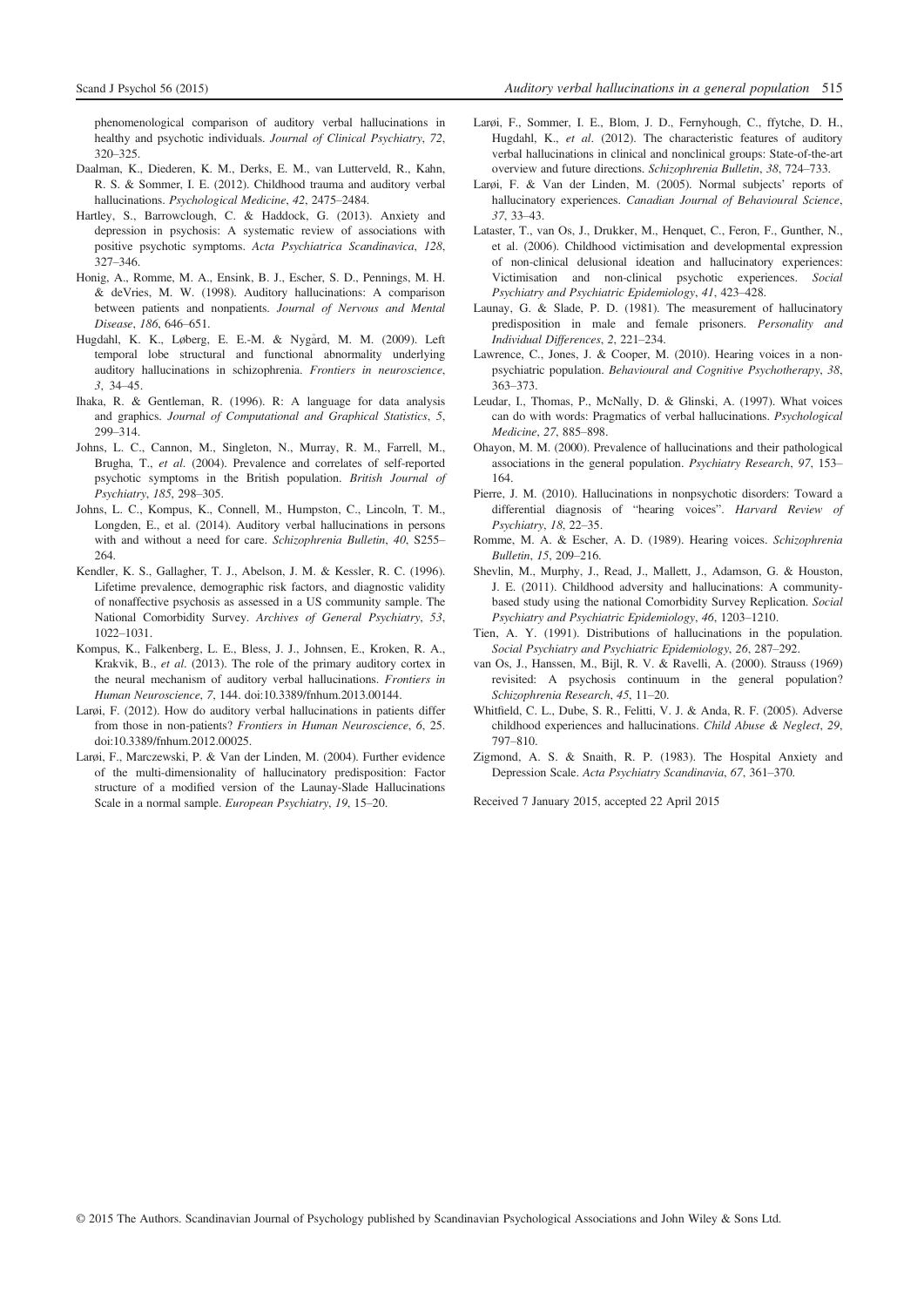phenomenological comparison of auditory verbal hallucinations in healthy and psychotic individuals. *Journal of Clinical Psychiatry*, *72*, 320–325.

Daalman, K., Diederen, K. M., Derks, E. M., van Lutterveld, R., Kahn, R. S. & Sommer, I. E. (2012). Childhood trauma and auditory verbal hallucinations. *Psychological Medicine*, *42*, 2475–2484.

Hartley, S., Barrowclough, C. & Haddock, G. (2013). Anxiety and depression in psychosis: A systematic review of associations with positive psychotic symptoms. *Acta Psychiatrica Scandinavica*, *128*, 327–346.

Honig, A., Romme, M. A., Ensink, B. J., Escher, S. D., Pennings, M. H. & deVries, M. W. (1998). Auditory hallucinations: A comparison between patients and nonpatients. *Journal of Nervous and Mental Disease*, *186*, 646–651.

Hugdahl, K. K., Løberg, E. E.-M. & Nygård, M. M. (2009). Left temporal lobe structural and functional abnormality underlying auditory hallucinations in schizophrenia. *Frontiers in neuroscience*, *3*, 34–45.

Ihaka, R. & Gentleman, R. (1996). R: A language for data analysis and graphics. *Journal of Computational and Graphical Statistics*, *5*, 299–314.

Johns, L. C., Cannon, M., Singleton, N., Murray, R. M., Farrell, M., Brugha, T., *et al*. (2004). Prevalence and correlates of self-reported psychotic symptoms in the British population. *British Journal of Psychiatry*, *185*, 298–305.

Johns, L. C., Kompus, K., Connell, M., Humpston, C., Lincoln, T. M., Longden, E., et al. (2014). Auditory verbal hallucinations in persons with and without a need for care. *Schizophrenia Bulletin*, *40*, S255–264.

Kendler, K. S., Gallagher, T. J., Abelson, J. M. & Kessler, R. C. (1996). Lifetime prevalence, demographic risk factors, and diagnostic validity of nonaffective psychosis as assessed in a US community sample. The National Comorbidity Survey. *Archives of General Psychiatry*, *53*, 1022–1031.

Kompus, K., Falkenberg, L. E., Bless, J. J., Johnsen, E., Kroken, R. A., Krakvik, B., *et al*. (2013). The role of the primary auditory cortex in the neural mechanism of auditory verbal hallucinations. *Frontiers in Human Neuroscience*, *7*, 144. doi:10.3389/fnhum.2013.00144.

Larøi, F. (2012). How do auditory verbal hallucinations in patients differ from those in non-patients? *Frontiers in Human Neuroscience*, *6*, 25. doi:10.3389/fnhum.2012.00025.

Larøi, F., Marczewski, P. & Van der Linden, M. (2004). Further evidence of the multi-dimensionality of hallucinatory predisposition: Factor structure of a modified version of the Launay-Slade Hallucinations Scale in a normal sample. *European Psychiatry*, *19*, 15–20.

Larøi, F., Sommer, I. E., Blom, J. D., Fernyhough, C., ffytche, D. H., Hugdahl, K., *et al*. (2012). The characteristic features of auditory verbal hallucinations in clinical and nonclinical groups: State-of-the-art overview and future directions. *Schizophrenia Bulletin*, *38*, 724–733.

Larøi, F. & Van der Linden, M. (2005). Normal subjects' reports of hallucinatory experiences. *Canadian Journal of Behavioural Science*, *37*, 33–43.

Lataster, T., van Os, J., Drukker, M., Henquet, C., Feron, F., Gunther, N., et al. (2006). Childhood victimisation and developmental expression of non-clinical delusional ideation and hallucinatory experiences: Victimisation and non-clinical psychotic experiences. *Social Psychiatry and Psychiatric Epidemiology*, *41*, 423–428.

Launay, G. & Slade, P. D. (1981). The measurement of hallucinatory predisposition in male and female prisoners. *Personality and Individual Differences*, *2*, 221–234.

Lawrence, C., Jones, J. & Cooper, M. (2010). Hearing voices in a non-psychiatric population. *Behavioural and Cognitive Psychotherapy*, *38*, 363–373.

Leudar, I., Thomas, P., McNally, D. & Glinski, A. (1997). What voices can do with words: Pragmatics of verbal hallucinations. *Psychological Medicine*, *27*, 885–898.

Ohayon, M. M. (2000). Prevalence of hallucinations and their pathological associations in the general population. *Psychiatry Research*, *97*, 153–164.

Pierre, J. M. (2010). Hallucinations in nonpsychotic disorders: Toward a differential diagnosis of "hearing voices". *Harvard Review of Psychiatry*, *18*, 22–35.

Romme, M. A. & Escher, A. D. (1989). Hearing voices. *Schizophrenia Bulletin*, *15*, 209–216.

Shevlin, M., Murphy, J., Read, J., Mallett, J., Adamson, G. & Houston, J. E. (2011). Childhood adversity and hallucinations: A community-based study using the national Comorbidity Survey Replication. *Social Psychiatry and Psychiatric Epidemiology*, *46*, 1203–1210.

Tien, A. Y. (1991). Distributions of hallucinations in the population. *Social Psychiatry and Psychiatric Epidemiology*, *26*, 287–292.

van Os, J., Hanssen, M., Bijl, R. V. & Ravelli, A. (2000). Strauss (1969) revisited: A psychosis continuum in the general population? *Schizophrenia Research*, *45*, 11–20.

Whitfield, C. L., Dube, S. R., Felitti, V. J. & Anda, R. F. (2005). Adverse childhood experiences and hallucinations. *Child Abuse & Neglect*, *29*, 797–810.

Zigmond, A. S. & Snaith, R. P. (1983). The Hospital Anxiety and Depression Scale. *Acta Psychiatry Scandinavia*, *67*, 361–370.

Received 7 January 2015, accepted 22 April 2015

© 2015 The Authors. Scandinavian Journal of Psychology published by Scandinavian Psychological Associations and John Wiley & Sons Ltd.